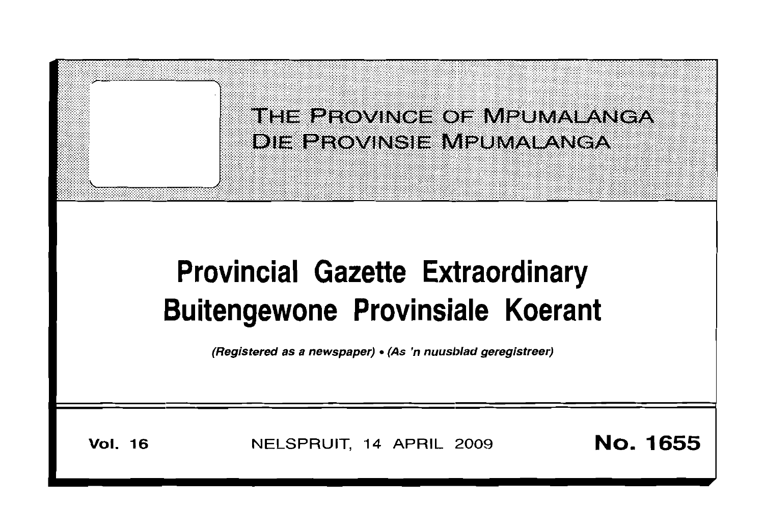# THE PROVINCE OF MPUMALANGA
# DIE PROVINSIE MPUMALANGA

# Provincial Gazette Extraordinary
# Buitengewone Provinsiale Koerant

*(Registered as a newspaper)* • *(As 'n nuusblad geregistreer)*

**Vol. 16** NELSPRUIT, 14 APRIL 2009 **No. 1655**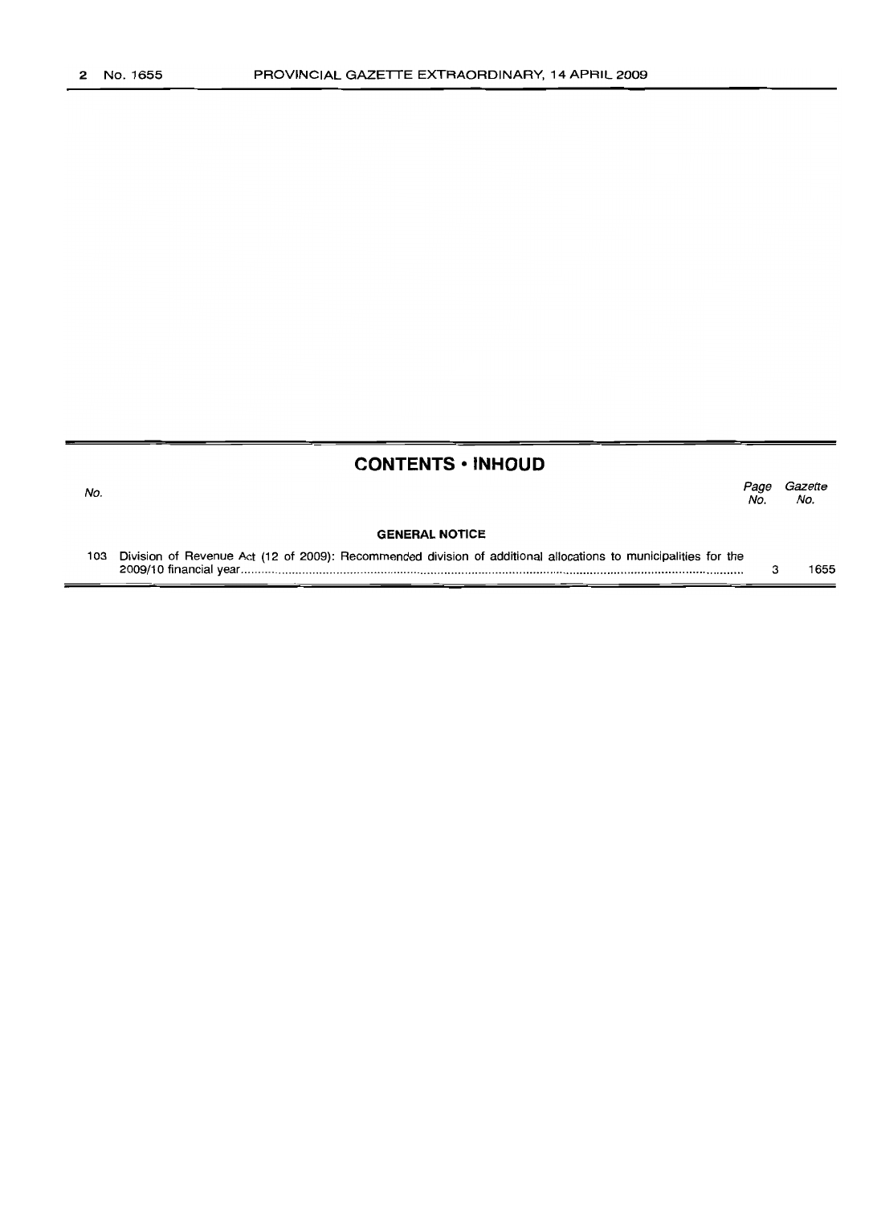## CONTENTS • INHOUD

| No. | | Page No. | Gazette No. |
|---|---|---|---|
| | **GENERAL NOTICE** | | |
| 103 | Division of Revenue Act (12 of 2009): Recommended division of additional allocations to municipalities for the 2009/10 financial year | 3 | 1655 |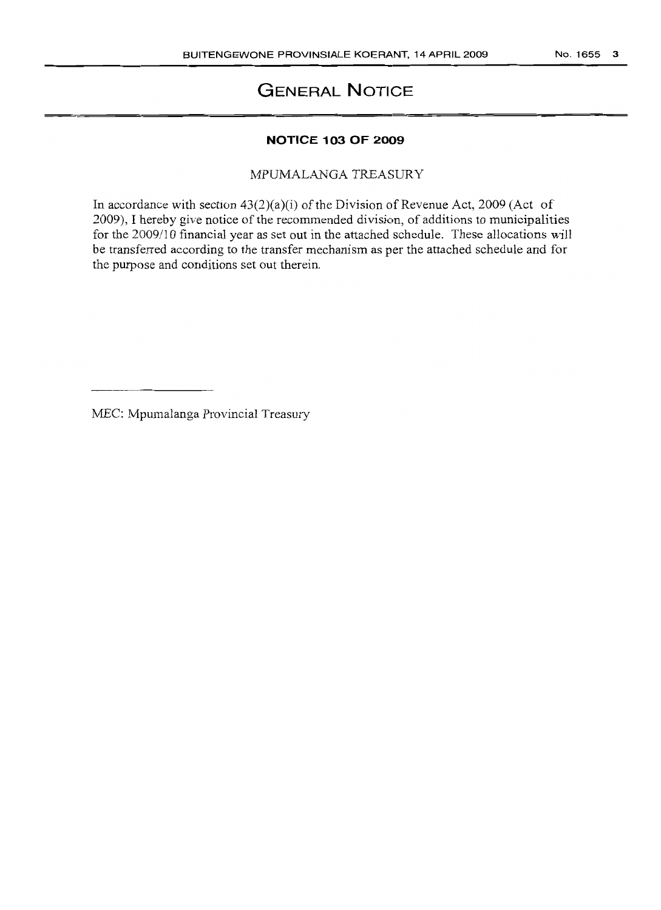# GENERAL NOTICE

## NOTICE 103 OF 2009

MPUMALANGA TREASURY

In accordance with section 43(2)(a)(i) of the Division of Revenue Act, 2009 (Act of 2009), I hereby give notice of the recommended division, of additions to municipalities for the 2009/10 financial year as set out in the attached schedule. These allocations will be transferred according to the transfer mechanism as per the attached schedule and for the purpose and conditions set out therein.

MEC: Mpumalanga Provincial Treasury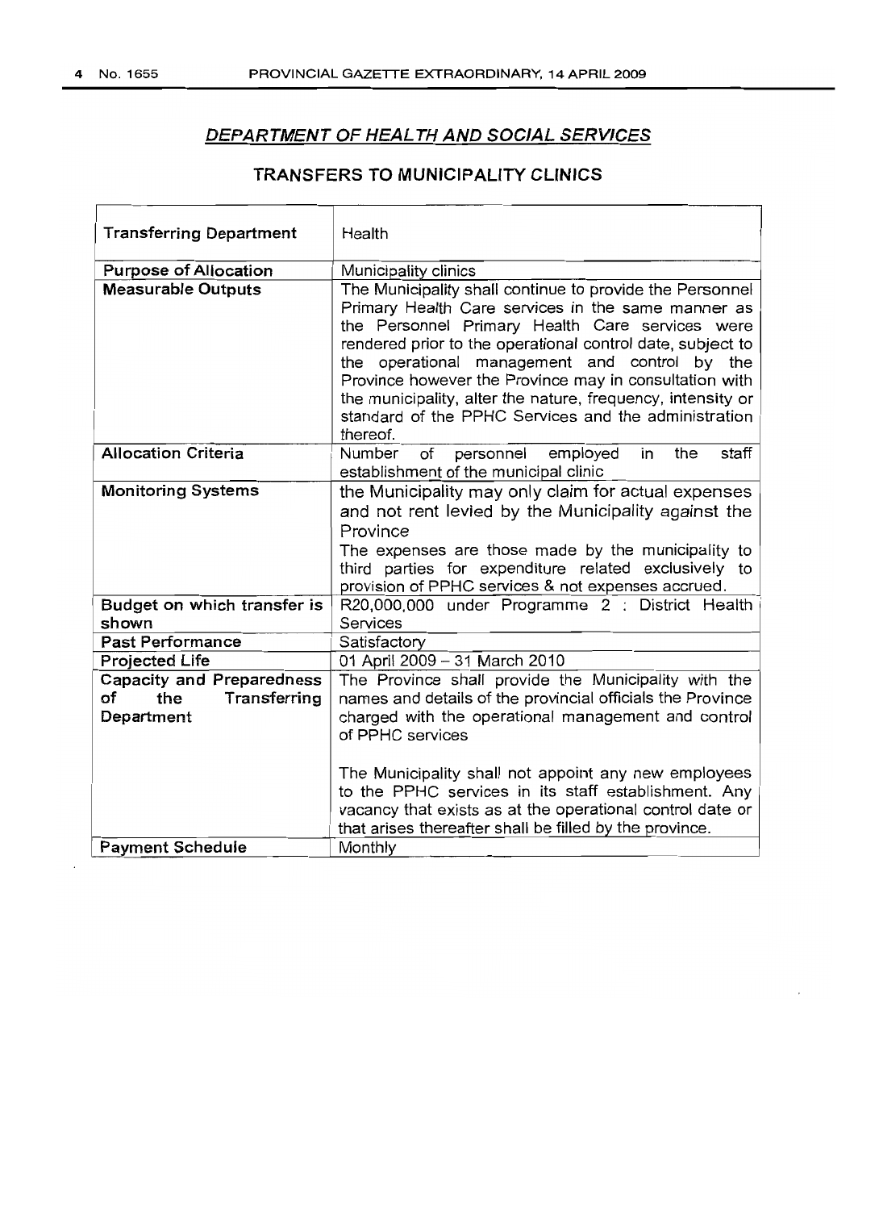## *DEPARTMENT OF HEALTH AND SOCIAL SERVICES*

### TRANSFERS TO MUNICIPALITY CLINICS

| Transferring Department | Health |
|---|---|
| **Purpose of Allocation** | Municipality clinics |
| **Measurable Outputs** | The Municipality shall continue to provide the Personnel Primary Health Care services in the same manner as the Personnel Primary Health Care services were rendered prior to the operational control date, subject to the operational management and control by the Province however the Province may in consultation with the municipality, alter the nature, frequency, intensity or standard of the PPHC Services and the administration thereof. |
| **Allocation Criteria** | Number of personnel employed in the staff establishment of the municipal clinic |
| **Monitoring Systems** | the Municipality may only claim for actual expenses and not rent levied by the Municipality against the Province<br>The expenses are those made by the municipality to third parties for expenditure related exclusively to provision of PPHC services & not expenses accrued. |
| **Budget on which transfer is shown** | R20,000,000 under Programme 2 : District Health Services |
| **Past Performance** | Satisfactory |
| **Projected Life** | 01 April 2009 – 31 March 2010 |
| **Capacity and Preparedness of the Transferring Department** | The Province shall provide the Municipality with the names and details of the provincial officials the Province charged with the operational management and control of PPHC services<br><br>The Municipality shall not appoint any new employees to the PPHC services in its staff establishment. Any vacancy that exists as at the operational control date or that arises thereafter shall be filled by the province. |
| **Payment Schedule** | Monthly |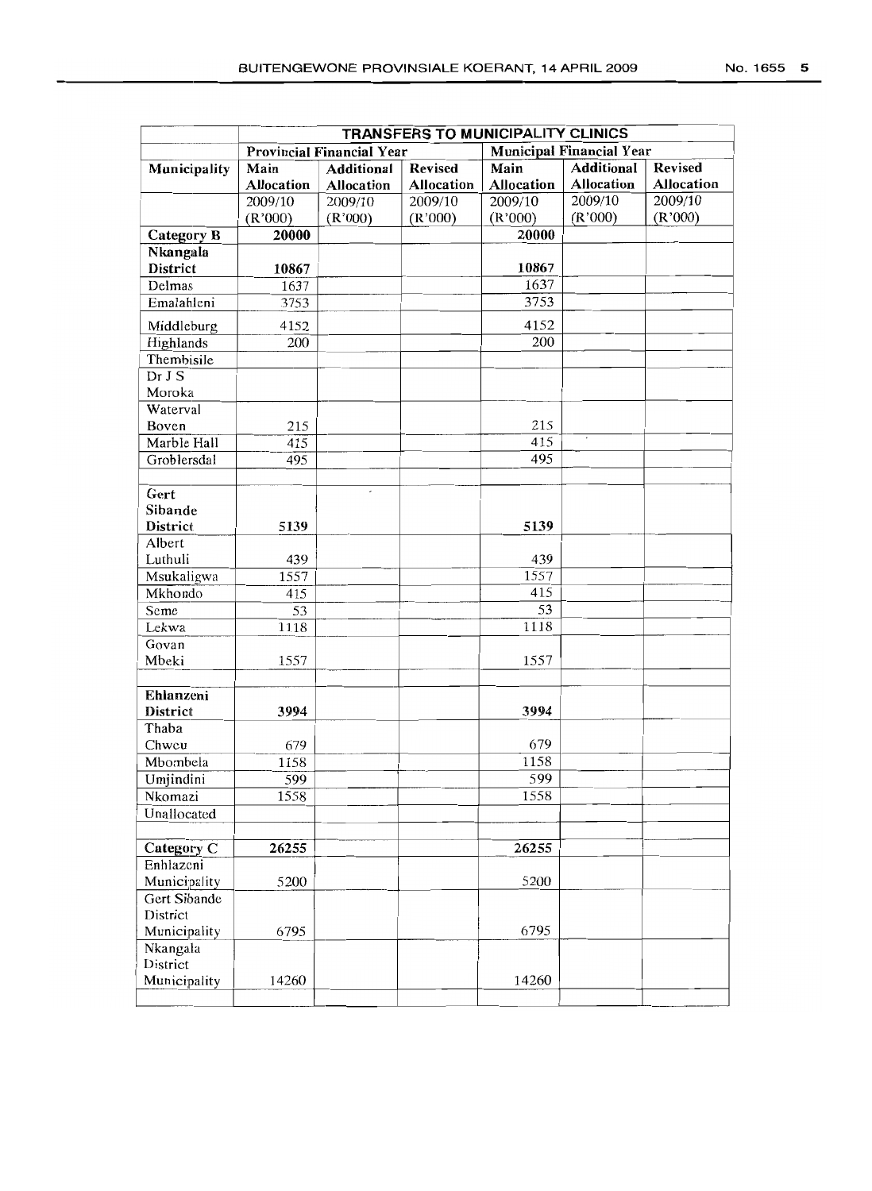| | TRANSFERS TO MUNICIPALITY CLINICS | | | | | |
|---|---|---|---|---|---|---|
| | Provincial Financial Year | | | Municipal Financial Year | | |
| Municipality | Main Allocation | Additional Allocation | Revised Allocation | Main Allocation | Additional Allocation | Revised Allocation |
| | 2009/10 (R'000) | 2009/10 (R'000) | 2009/10 (R'000) | 2009/10 (R'000) | 2009/10 (R'000) | 2009/10 (R'000) |
| **Category B** | **20000** | | | **20000** | | |
| **Nkangala District** | **10867** | | | **10867** | | |
| Delmas | 1637 | | | 1637 | | |
| Emalahleni | 3753 | | | 3753 | | |
| Middleburg | 4152 | | | 4152 | | |
| Highlands | 200 | | | 200 | | |
| Thembisile | | | | | | |
| Dr J S Moroka | | | | | | |
| Waterval Boven | 215 | | | 215 | | |
| Marble Hall | 415 | | | 415 | | |
| Groblersdal | 495 | | | 495 | | |
| | | | | | | |
| **Gert Sibande District** | **5139** | | | **5139** | | |
| Albert Luthuli | 439 | | | 439 | | |
| Msukaligwa | 1557 | | | 1557 | | |
| Mkhondo | 415 | | | 415 | | |
| Seme | 53 | | | 53 | | |
| Lekwa | 1118 | | | 1118 | | |
| Govan Mbeki | 1557 | | | 1557 | | |
| | | | | | | |
| **Ehlanzeni District** | **3994** | | | **3994** | | |
| Thaba Chweu | 679 | | | 679 | | |
| Mbombela | 1158 | | | 1158 | | |
| Umjindini | 599 | | | 599 | | |
| Nkomazi | 1558 | | | 1558 | | |
| Unallocated | | | | | | |
| | | | | | | |
| **Category C** | **26255** | | | **26255** | | |
| Enhlazeni Municipality | 5200 | | | 5200 | | |
| Gert Sibande District Municipality | 6795 | | | 6795 | | |
| Nkangala District Municipality | 14260 | | | 14260 | | |
| | | | | | | |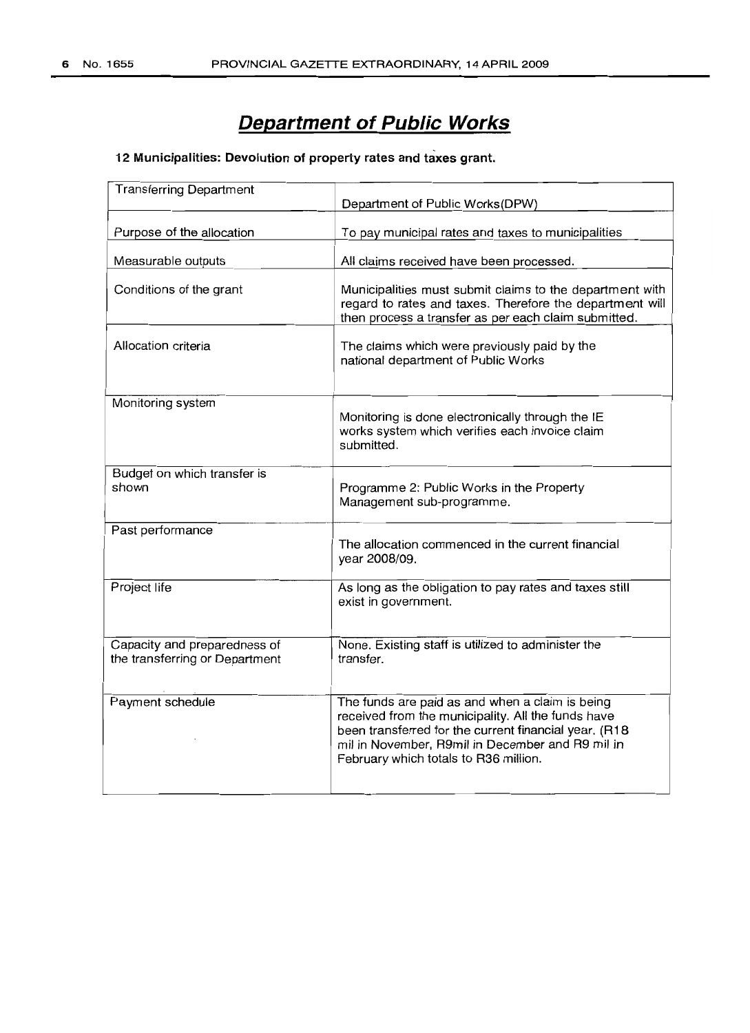# Department of Public Works

**12 Municipalities: Devolution of property rates and taxes grant.**

| Transferring Department | Department of Public Works(DPW) |
|---|---|
| Purpose of the allocation | To pay municipal rates and taxes to municipalities |
| Measurable outputs | All claims received have been processed. |
| Conditions of the grant | Municipalities must submit claims to the department with regard to rates and taxes. Therefore the department will then process a transfer as per each claim submitted. |
| Allocation criteria | The claims which were previously paid by the national department of Public Works |
| Monitoring system | Monitoring is done electronically through the IE works system which verifies each invoice claim submitted. |
| Budget on which transfer is shown | Programme 2: Public Works in the Property Management sub-programme. |
| Past performance | The allocation commenced in the current financial year 2008/09. |
| Project life | As long as the obligation to pay rates and taxes still exist in government. |
| Capacity and preparedness of the transferring or Department | None. Existing staff is utilized to administer the transfer. |
| Payment schedule | The funds are paid as and when a claim is being received from the municipality. All the funds have been transferred for the current financial year. (R18 mil in November, R9mil in December and R9 mil in February which totals to R36 million. |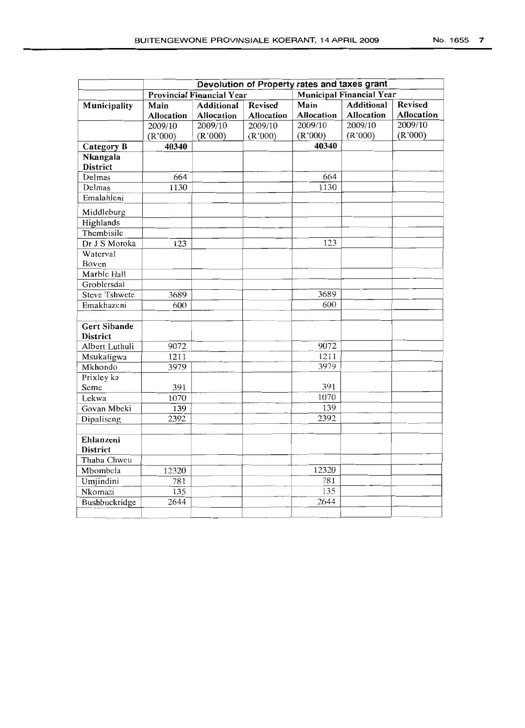| | Devolution of Property rates and taxes grant | | | | | |
|---|---|---|---|---|---|---|
| | Provincial Financial Year | | | Municipal Financial Year | | |
| Municipality | Main Allocation | Additional Allocation | Revised Allocation | Main Allocation | Additional Allocation | Revised Allocation |
| | 2009/10 (R'000) | 2009/10 (R'000) | 2009/10 (R'000) | 2009/10 (R'000) | 2009/10 (R'000) | 2009/10 (R'000) |
| **Category B** | **40340** | | | **40340** | | |
| **Nkangala District** | | | | | | |
| Delmas | 664 | | | 664 | | |
| Delmas | 1130 | | | 1130 | | |
| Emalahleni | | | | | | |
| Middleburg | | | | | | |
| Highlands | | | | | | |
| Thembisile | | | | | | |
| Dr J S Moroka | 123 | | | 123 | | |
| Waterval Boven | | | | | | |
| Marble Hall | | | | | | |
| Groblersdal | | | | | | |
| Steve Tshwete | 3689 | | | 3689 | | |
| Emakhazeni | 600 | | | 600 | | |
| | | | | | | |
| **Gert Sibande District** | | | | | | |
| Albert Luthuli | 9072 | | | 9072 | | |
| Msukaligwa | 1211 | | | 1211 | | |
| Mkhondo | 3979 | | | 3979 | | |
| Prixley ka Seme | 391 | | | 391 | | |
| Lekwa | 1070 | | | 1070 | | |
| Govan Mbeki | 139 | | | 139 | | |
| Dipaliseng | 2392 | | | 2392 | | |
| | | | | | | |
| **Ehlanzeni District** | | | | | | |
| Thaba Chweu | | | | | | |
| Mbombela | 12320 | | | 12320 | | |
| Umjindini | 781 | | | 781 | | |
| Nkomazi | 135 | | | 135 | | |
| Bushbuckridge | 2644 | | | 2644 | | |
| | | | | | | |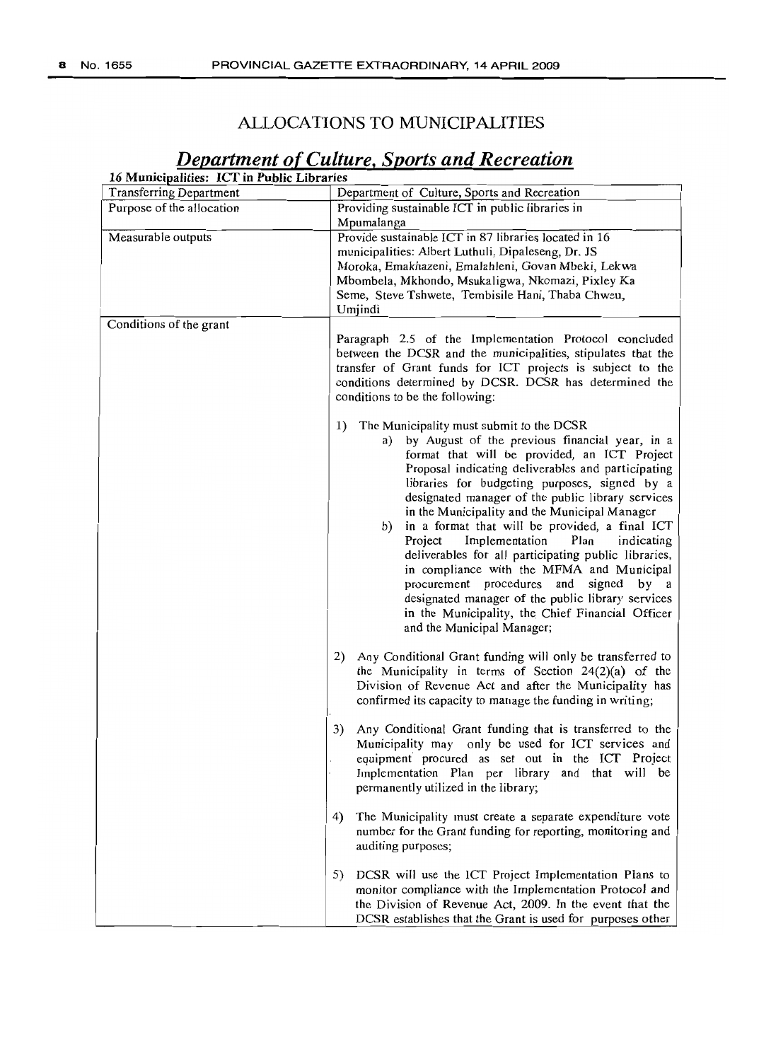# ALLOCATIONS TO MUNICIPALITIES

## *Department of Culture, Sports and Recreation*

**16 Municipalities: ICT in Public Libraries**

| Transferring Department | Department of Culture, Sports and Recreation |
|---|---|
| Purpose of the allocation | Providing sustainable ICT in public libraries in Mpumalanga |
| Measurable outputs | Provide sustainable ICT in 87 libraries located in 16 municipalities: Albert Luthuli, Dipaleseng, Dr. JS Moroka, Emakhazeni, Emalahleni, Govan Mbeki, Lekwa Mbombela, Mkhondo, Msukaligwa, Nkomazi, Pixley Ka Seme, Steve Tshwete, Tembisile Hani, Thaba Chweu, Umjindi |
| Conditions of the grant | Paragraph 2.5 of the Implementation Protocol concluded between the DCSR and the municipalities, stipulates that the transfer of Grant funds for ICT projects is subject to the conditions determined by DCSR. DCSR has determined the conditions to be the following:<br><br>1) The Municipality must submit to the DCSR<br>a) by August of the previous financial year, in a format that will be provided, an ICT Project Proposal indicating deliverables and participating libraries for budgeting purposes, signed by a designated manager of the public library services in the Municipality and the Municipal Manager<br>b) in a format that will be provided, a final ICT Project Implementation Plan indicating deliverables for all participating public libraries, in compliance with the MFMA and Municipal procurement procedures and signed by a designated manager of the public library services in the Municipality, the Chief Financial Officer and the Municipal Manager;<br><br>2) Any Conditional Grant funding will only be transferred to the Municipality in terms of Section 24(2)(a) of the Division of Revenue Act and after the Municipality has confirmed its capacity to manage the funding in writing;<br><br>3) Any Conditional Grant funding that is transferred to the Municipality may only be used for ICT services and equipment procured as set out in the ICT Project Implementation Plan per library and that will be permanently utilized in the library;<br><br>4) The Municipality must create a separate expenditure vote number for the Grant funding for reporting, monitoring and auditing purposes;<br><br>5) DCSR will use the ICT Project Implementation Plans to monitor compliance with the Implementation Protocol and the Division of Revenue Act, 2009. In the event that the DCSR establishes that the Grant is used for purposes other |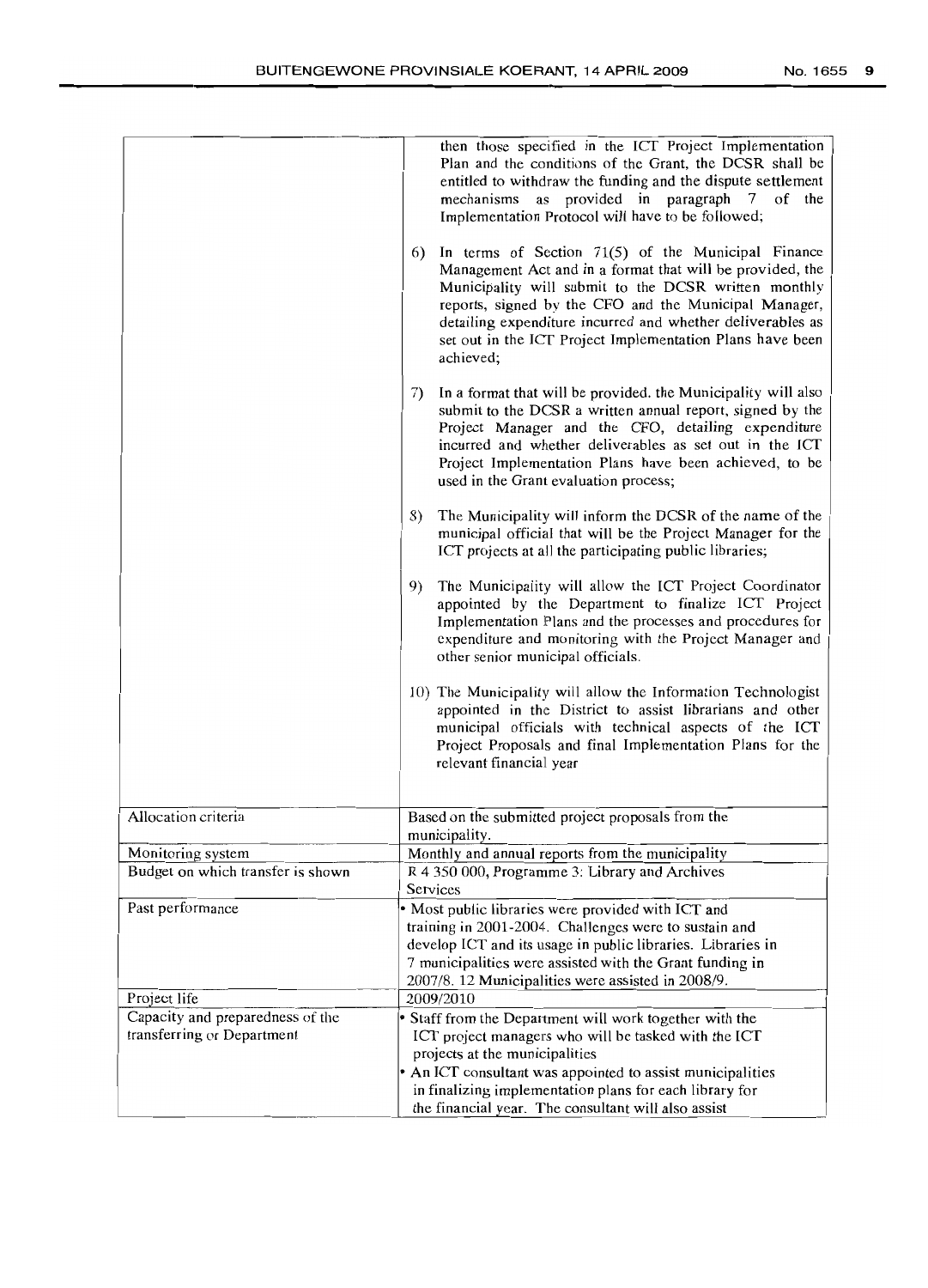| | |
|---|---|
| | then those specified in the ICT Project Implementation Plan and the conditions of the Grant, the DCSR shall be entitled to withdraw the funding and the dispute settlement mechanisms as provided in paragraph 7 of the Implementation Protocol will have to be followed;<br><br>6) In terms of Section 71(5) of the Municipal Finance Management Act and in a format that will be provided, the Municipality will submit to the DCSR written monthly reports, signed by the CFO and the Municipal Manager, detailing expenditure incurred and whether deliverables as set out in the ICT Project Implementation Plans have been achieved;<br><br>7) In a format that will be provided. the Municipality will also submit to the DCSR a written annual report, signed by the Project Manager and the CFO, detailing expenditure incurred and whether deliverables as set out in the ICT Project Implementation Plans have been achieved, to be used in the Grant evaluation process;<br><br>8) The Municipality will inform the DCSR of the name of the municipal official that will be the Project Manager for the ICT projects at all the participating public libraries;<br><br>9) The Municipality will allow the ICT Project Coordinator appointed by the Department to finalize ICT Project Implementation Plans and the processes and procedures for expenditure and monitoring with the Project Manager and other senior municipal officials.<br><br>10) The Municipality will allow the Information Technologist appointed in the District to assist librarians and other municipal officials with technical aspects of the ICT Project Proposals and final Implementation Plans for the relevant financial year |
| Allocation criteria | Based on the submitted project proposals from the municipality. |
| Monitoring system | Monthly and annual reports from the municipality |
| Budget on which transfer is shown | R 4 350 000, Programme 3: Library and Archives Services |
| Past performance | • Most public libraries were provided with ICT and training in 2001-2004. Challenges were to sustain and develop ICT and its usage in public libraries. Libraries in 7 municipalities were assisted with the Grant funding in 2007/8. 12 Municipalities were assisted in 2008/9. |
| Project life | 2009/2010 |
| Capacity and preparedness of the transferring or Department | • Staff from the Department will work together with the ICT project managers who will be tasked with the ICT projects at the municipalities<br>• An ICT consultant was appointed to assist municipalities in finalizing implementation plans for each library for the financial year. The consultant will also assist |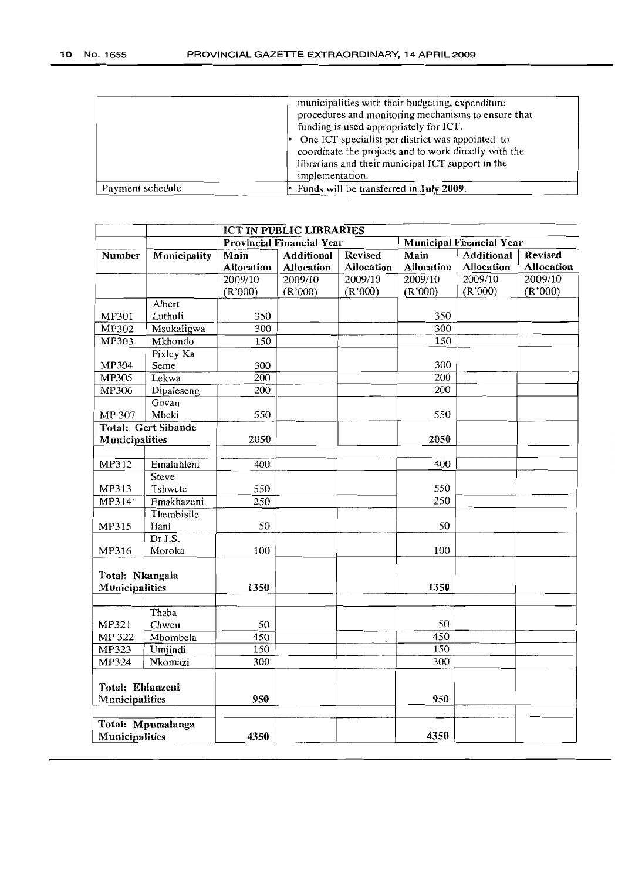| | |
|---|---|
| | municipalities with their budgeting, expenditure procedures and monitoring mechanisms to ensure that funding is used appropriately for ICT.<br>• One ICT specialist per district was appointed to coordinate the projects and to work directly with the librarians and their municipal ICT support in the implementation. |
| Payment schedule | • Funds will be transferred in **July 2009**. |

| | | ICT IN PUBLIC LIBRARIES | | | | | |
|---|---|---|---|---|---|---|---|
| | | Provincial Financial Year | | | Municipal Financial Year | | |
| Number | Municipality | Main Allocation | Additional Allocation | Revised Allocation | Main Allocation | Additional Allocation | Revised Allocation |
| | | 2009/10 (R'000) | 2009/10 (R'000) | 2009/10 (R'000) | 2009/10 (R'000) | 2009/10 (R'000) | 2009/10 (R'000) |
| MP301 | Albert Luthuli | 350 | | | 350 | | |
| MP302 | Msukaligwa | 300 | | | 300 | | |
| MP303 | Mkhondo | 150 | | | 150 | | |
| MP304 | Pixley Ka Seme | 300 | | | 300 | | |
| MP305 | Lekwa | 200 | | | 200 | | |
| MP306 | Dipaleseng | 200 | | | 200 | | |
| MP 307 | Govan Mbeki | 550 | | | 550 | | |
| **Total: Gert Sibande Municipalities** | | **2050** | | | **2050** | | |
| | | | | | | | |
| MP312 | Emalahleni | 400 | | | 400 | | |
| MP313 | Steve Tshwete | 550 | | | 550 | | |
| MP314 | Emakhazeni | 250 | | | 250 | | |
| MP315 | Thembisile Hani | 50 | | | 50 | | |
| MP316 | Dr J.S. Moroka | 100 | | | 100 | | |
| **Total: Nkangala Municipalities** | | **1350** | | | **1350** | | |
| | | | | | | | |
| MP321 | Thaba Chweu | 50 | | | 50 | | |
| MP 322 | Mbombela | 450 | | | 450 | | |
| MP323 | Umjindi | 150 | | | 150 | | |
| MP324 | Nkomazi | 300 | | | 300 | | |
| **Total: Ehlanzeni Municipalities** | | **950** | | | **950** | | |
| | | | | | | | |
| **Total: Mpumalanga Municipalities** | | **4350** | | | **4350** | | |